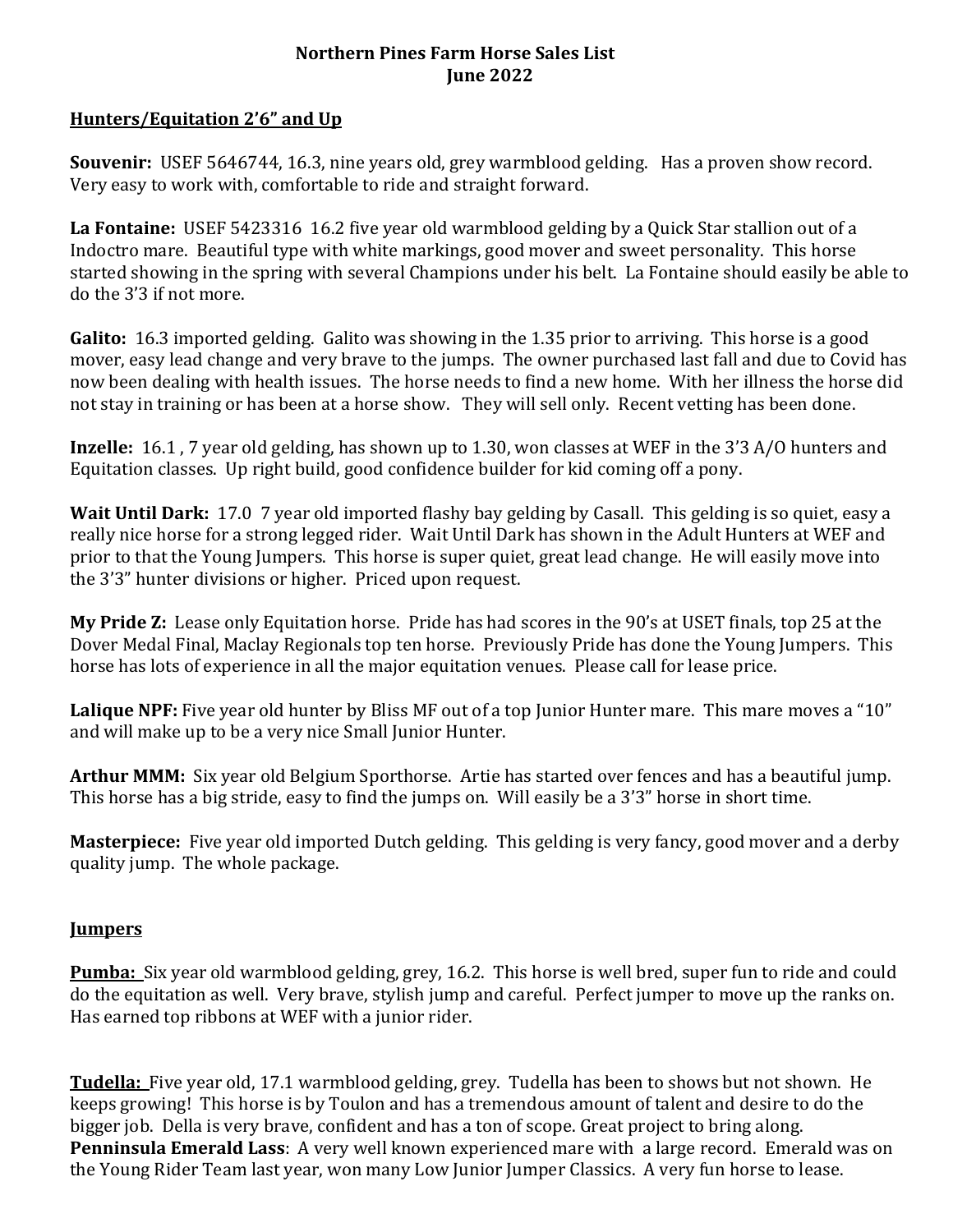**Northern Pines Farm Horse Sales List**
**June 2022**

**<u>Hunters/Equitation 2'6" and Up</u>**

**Souvenir:** USEF 5646744, 16.3, nine years old, grey warmblood gelding. Has a proven show record. Very easy to work with, comfortable to ride and straight forward.

**La Fontaine:** USEF 5423316 16.2 five year old warmblood gelding by a Quick Star stallion out of a Indoctro mare. Beautiful type with white markings, good mover and sweet personality. This horse started showing in the spring with several Champions under his belt. La Fontaine should easily be able to do the 3'3 if not more.

**Galito:** 16.3 imported gelding. Galito was showing in the 1.35 prior to arriving. This horse is a good mover, easy lead change and very brave to the jumps. The owner purchased last fall and due to Covid has now been dealing with health issues. The horse needs to find a new home. With her illness the horse did not stay in training or has been at a horse show. They will sell only. Recent vetting has been done.

**Inzelle:** 16.1 , 7 year old gelding, has shown up to 1.30, won classes at WEF in the 3'3 A/O hunters and Equitation classes. Up right build, good confidence builder for kid coming off a pony.

**Wait Until Dark:** 17.0 7 year old imported flashy bay gelding by Casall. This gelding is so quiet, easy a really nice horse for a strong legged rider. Wait Until Dark has shown in the Adult Hunters at WEF and prior to that the Young Jumpers. This horse is super quiet, great lead change. He will easily move into the 3'3" hunter divisions or higher. Priced upon request.

**My Pride Z:** Lease only Equitation horse. Pride has had scores in the 90's at USET finals, top 25 at the Dover Medal Final, Maclay Regionals top ten horse. Previously Pride has done the Young Jumpers. This horse has lots of experience in all the major equitation venues. Please call for lease price.

**Lalique NPF:** Five year old hunter by Bliss MF out of a top Junior Hunter mare. This mare moves a "10" and will make up to be a very nice Small Junior Hunter.

**Arthur MMM:** Six year old Belgium Sporthorse. Artie has started over fences and has a beautiful jump. This horse has a big stride, easy to find the jumps on. Will easily be a 3'3" horse in short time.

**Masterpiece:** Five year old imported Dutch gelding. This gelding is very fancy, good mover and a derby quality jump. The whole package.

**<u>Jumpers</u>**

**<u>Pumba:</u>** Six year old warmblood gelding, grey, 16.2. This horse is well bred, super fun to ride and could do the equitation as well. Very brave, stylish jump and careful. Perfect jumper to move up the ranks on. Has earned top ribbons at WEF with a junior rider.

**<u>Tudella:</u>** Five year old, 17.1 warmblood gelding, grey. Tudella has been to shows but not shown. He keeps growing! This horse is by Toulon and has a tremendous amount of talent and desire to do the bigger job. Della is very brave, confident and has a ton of scope. Great project to bring along.

**Penninsula Emerald Lass**: A very well known experienced mare with a large record. Emerald was on the Young Rider Team last year, won many Low Junior Jumper Classics. A very fun horse to lease.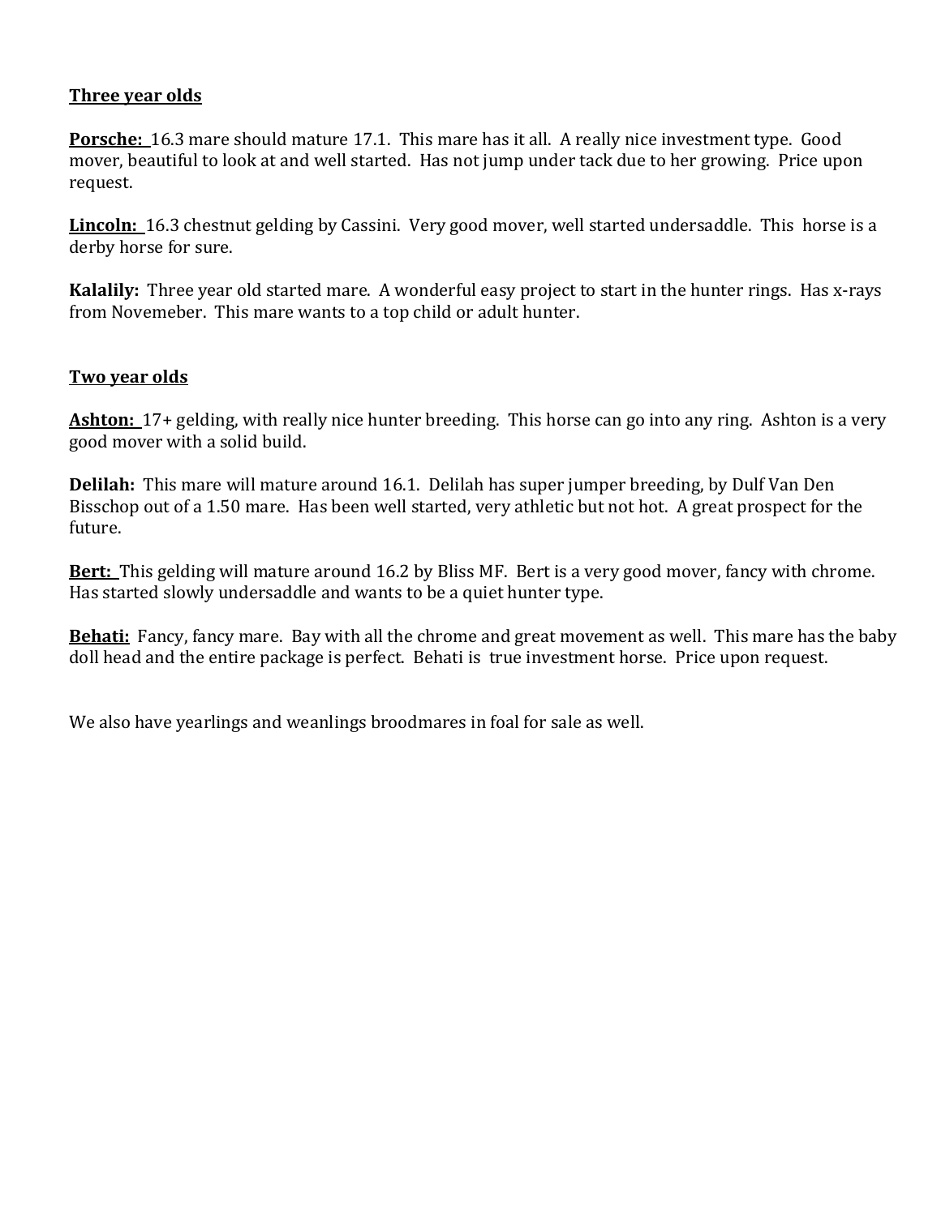**Three year olds**

**Porsche:** 16.3 mare should mature 17.1. This mare has it all. A really nice investment type. Good mover, beautiful to look at and well started. Has not jump under tack due to her growing. Price upon request.

**Lincoln:** 16.3 chestnut gelding by Cassini. Very good mover, well started undersaddle. This horse is a derby horse for sure.

**Kalalily:** Three year old started mare. A wonderful easy project to start in the hunter rings. Has x-rays from Novemeber. This mare wants to a top child or adult hunter.

**Two year olds**

**Ashton:** 17+ gelding, with really nice hunter breeding. This horse can go into any ring. Ashton is a very good mover with a solid build.

**Delilah:** This mare will mature around 16.1. Delilah has super jumper breeding, by Dulf Van Den Bisschop out of a 1.50 mare. Has been well started, very athletic but not hot. A great prospect for the future.

**Bert:** This gelding will mature around 16.2 by Bliss MF. Bert is a very good mover, fancy with chrome. Has started slowly undersaddle and wants to be a quiet hunter type.

**Behati:** Fancy, fancy mare. Bay with all the chrome and great movement as well. This mare has the baby doll head and the entire package is perfect. Behati is true investment horse. Price upon request.

We also have yearlings and weanlings broodmares in foal for sale as well.